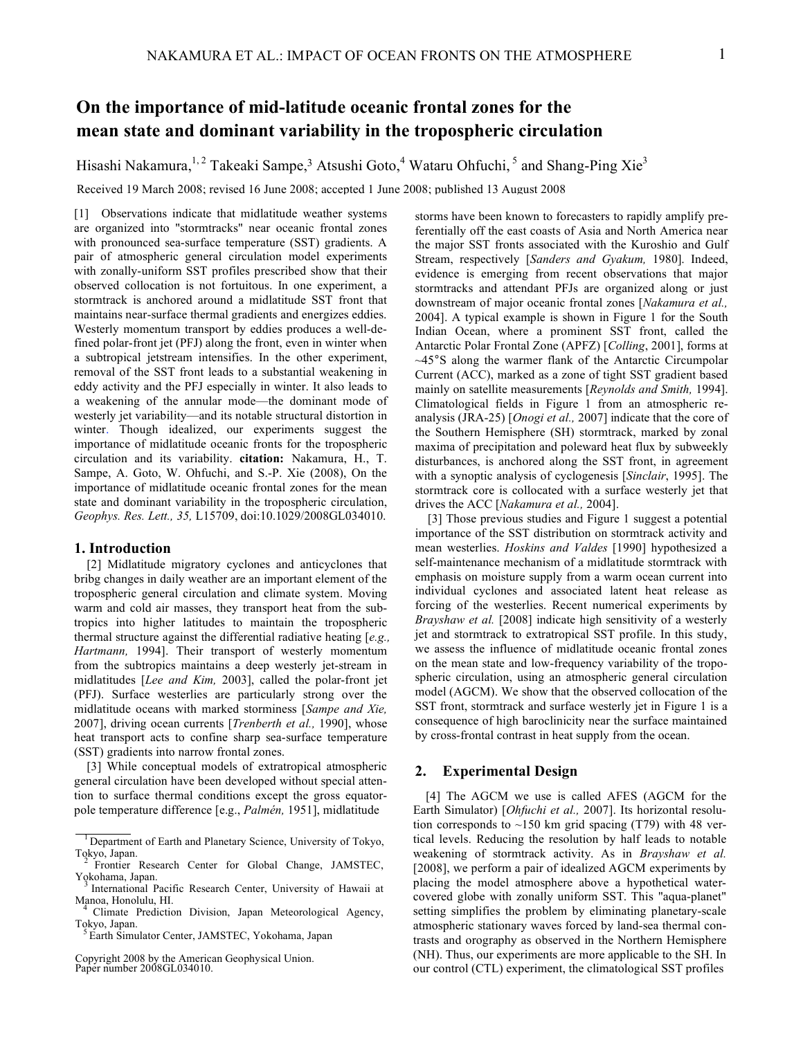# On the importance of mid-latitude oceanic frontal zones for the mean state and dominant variability in the tropospheric circulation

Hisashi Nakamura,[1,2] Takeaki Sampe,[3] Atsushi Goto,[4] Wataru Ohfuchi,[5] and Shang-Ping Xie[3]

Received 19 March 2008; revised 16 June 2008; accepted 1 June 2008; published 13 August 2008

[1] Observations indicate that midlatitude weather systems are organized into "stormtracks" near oceanic frontal zones with pronounced sea-surface temperature (SST) gradients. A pair of atmospheric general circulation model experiments with zonally-uniform SST profiles prescribed show that their observed collocation is not fortuitous. In one experiment, a stormtrack is anchored around a midlatitude SST front that maintains near-surface thermal gradients and energizes eddies. Westerly momentum transport by eddies produces a well-defined polar-front jet (PFJ) along the front, even in winter when a subtropical jetstream intensifies. In the other experiment, removal of the SST front leads to a substantial weakening in eddy activity and the PFJ especially in winter. It also leads to a weakening of the annular mode—the dominant mode of westerly jet variability—and its notable structural distortion in winter. Though idealized, our experiments suggest the importance of midlatitude oceanic fronts for the tropospheric circulation and its variability. **citation:** Nakamura, H., T. Sampe, A. Goto, W. Ohfuchi, and S.-P. Xie (2008), On the importance of midlatitude oceanic frontal zones for the mean state and dominant variability in the tropospheric circulation, *Geophys. Res. Lett., 35,* L15709, doi:10.1029/2008GL034010.

## 1. Introduction

[2] Midlatitude migratory cyclones and anticyclones that bribg changes in daily weather are an important element of the tropospheric general circulation and climate system. Moving warm and cold air masses, they transport heat from the subtropics into higher latitudes to maintain the tropospheric thermal structure against the differential radiative heating [*e.g., Hartmann,* 1994]. Their transport of westerly momentum from the subtropics maintains a deep westerly jet-stream in midlatitudes [*Lee and Kim,* 2003], called the polar-front jet (PFJ). Surface westerlies are particularly strong over the midlatitude oceans with marked storminess [*Sampe and Xie,* 2007], driving ocean currents [*Trenberth et al.,* 1990], whose heat transport acts to confine sharp sea-surface temperature (SST) gradients into narrow frontal zones.

[3] While conceptual models of extratropical atmospheric general circulation have been developed without special attention to surface thermal conditions except the gross equator-pole temperature difference [e.g., *Palmén,* 1951], midlatitude storms have been known to forecasters to rapidly amplify preferentially off the east coasts of Asia and North America near the major SST fronts associated with the Kuroshio and Gulf Stream, respectively [*Sanders and Gyakum,* 1980]. Indeed, evidence is emerging from recent observations that major stormtracks and attendant PFJs are organized along or just downstream of major oceanic frontal zones [*Nakamura et al.,* 2004]. A typical example is shown in Figure 1 for the South Indian Ocean, where a prominent SST front, called the Antarctic Polar Frontal Zone (APFZ) [*Colling*, 2001], forms at ~45°S along the warmer flank of the Antarctic Circumpolar Current (ACC), marked as a zone of tight SST gradient based mainly on satellite measurements [*Reynolds and Smith,* 1994]. Climatological fields in Figure 1 from an atmospheric re-analysis (JRA-25) [*Onogi et al.,* 2007] indicate that the core of the Southern Hemisphere (SH) stormtrack, marked by zonal maxima of precipitation and poleward heat flux by subweekly disturbances, is anchored along the SST front, in agreement with a synoptic analysis of cyclogenesis [*Sinclair*, 1995]. The stormtrack core is collocated with a surface westerly jet that drives the ACC [*Nakamura et al.,* 2004].

[3] Those previous studies and Figure 1 suggest a potential importance of the SST distribution on stormtrack activity and mean westerlies. *Hoskins and Valdes* [1990] hypothesized a self-maintenance mechanism of a midlatitude stormtrack with emphasis on moisture supply from a warm ocean current into individual cyclones and associated latent heat release as forcing of the westerlies. Recent numerical experiments by *Brayshaw et al.* [2008] indicate high sensitivity of a westerly jet and stormtrack to extratropical SST profile. In this study, we assess the influence of midlatitude oceanic frontal zones on the mean state and low-frequency variability of the tropospheric circulation, using an atmospheric general circulation model (AGCM). We show that the observed collocation of the SST front, stormtrack and surface westerly jet in Figure 1 is a consequence of high baroclinicity near the surface maintained by cross-frontal contrast in heat supply from the ocean.

## 2. Experimental Design

[4] The AGCM we use is called AFES (AGCM for the Earth Simulator) [*Ohfuchi et al.,* 2007]. Its horizontal resolution corresponds to ~150 km grid spacing (T79) with 48 vertical levels. Reducing the resolution by half leads to notable weakening of stormtrack activity. As in *Brayshaw et al.* [2008], we perform a pair of idealized AGCM experiments by placing the model atmosphere above a hypothetical water-covered globe with zonally uniform SST. This "aqua-planet" setting simplifies the problem by eliminating planetary-scale atmospheric stationary waves forced by land-sea thermal contrasts and orography as observed in the Northern Hemisphere (NH). Thus, our experiments are more applicable to the SH. In our control (CTL) experiment, the climatological SST profiles

[1] Department of Earth and Planetary Science, University of Tokyo, Tokyo, Japan.
[2] Frontier Research Center for Global Change, JAMSTEC, Yokohama, Japan.
[3] International Pacific Research Center, University of Hawaii at Manoa, Honolulu, HI.
[4] Climate Prediction Division, Japan Meteorological Agency, Tokyo, Japan.
[5] Earth Simulator Center, JAMSTEC, Yokohama, Japan

Copyright 2008 by the American Geophysical Union.
Paper number 2008GL034010.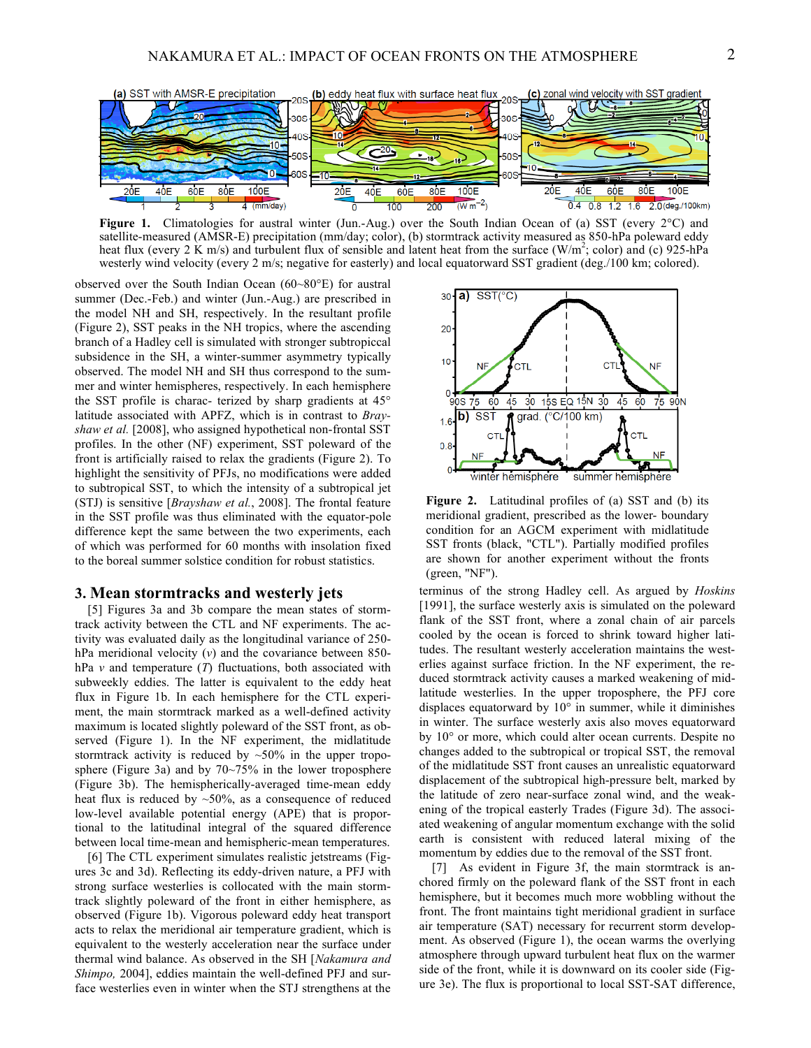Figure 1. Climatologies for austral winter (Jun.-Aug.) over the South Indian Ocean of (a) SST (every 2°C) and satellite-measured (AMSR-E) precipitation (mm/day; color), (b) stormtrack activity measured as 850-hPa poleward eddy heat flux (every 2 K m/s) and turbulent flux of sensible and latent heat from the surface (W/m$^2$; color) and (c) 925-hPa westerly wind velocity (every 2 m/s; negative for easterly) and local equatorward SST gradient (deg./100 km; colored).

observed over the South Indian Ocean (60~80°E) for austral summer (Dec.-Feb.) and winter (Jun.-Aug.) are prescribed in the model NH and SH, respectively. In the resultant profile (Figure 2), SST peaks in the NH tropics, where the ascending branch of a Hadley cell is simulated with stronger subtropiccal subsidence in the SH, a winter-summer asymmetry typically observed. The model NH and SH thus correspond to the summer and winter hemispheres, respectively. In each hemisphere the SST profile is charac- terized by sharp gradients at 45° latitude associated with APFZ, which is in contrast to *Brayshaw et al.* [2008], who assigned hypothetical non-frontal SST profiles. In the other (NF) experiment, SST poleward of the front is artificially raised to relax the gradients (Figure 2). To highlight the sensitivity of PFJs, no modifications were added to subtropical SST, to which the intensity of a subtropical jet (STJ) is sensitive [*Brayshaw et al.*, 2008]. The frontal feature in the SST profile was thus eliminated with the equator-pole difference kept the same between the two experiments, each of which was performed for 60 months with insolation fixed to the boreal summer solstice condition for robust statistics.

## 3. Mean stormtracks and westerly jets

[5] Figures 3a and 3b compare the mean states of stormtrack activity between the CTL and NF experiments. The activity was evaluated daily as the longitudinal variance of 250-hPa meridional velocity ($v$) and the covariance between 850-hPa $v$ and temperature ($T$) fluctuations, both associated with subweekly eddies. The latter is equivalent to the eddy heat flux in Figure 1b. In each hemisphere for the CTL experiment, the main stormtrack marked as a well-defined activity maximum is located slightly poleward of the SST front, as observed (Figure 1). In the NF experiment, the midlatitude stormtrack activity is reduced by ~50% in the upper troposphere (Figure 3a) and by 70~75% in the lower troposphere (Figure 3b). The hemispherically-averaged time-mean eddy heat flux is reduced by ~50%, as a consequence of reduced low-level available potential energy (APE) that is proportional to the latitudinal integral of the squared difference between local time-mean and hemispheric-mean temperatures.

[6] The CTL experiment simulates realistic jetstreams (Figures 3c and 3d). Reflecting its eddy-driven nature, a PFJ with strong surface westerlies is collocated with the main stormtrack slightly poleward of the front in either hemisphere, as observed (Figure 1b). Vigorous poleward eddy heat transport acts to relax the meridional air temperature gradient, which is equivalent to the westerly acceleration near the surface under thermal wind balance. As observed in the SH [*Nakamura and Shimpo,* 2004], eddies maintain the well-defined PFJ and surface westerlies even in winter when the STJ strengthens at the terminus of the strong Hadley cell. As argued by *Hoskins* [1991], the surface westerly axis is simulated on the poleward flank of the SST front, where a zonal chain of air parcels cooled by the ocean is forced to shrink toward higher latitudes. The resultant westerly acceleration maintains the westerlies against surface friction. In the NF experiment, the reduced stormtrack activity causes a marked weakening of midlatitude westerlies. In the upper troposphere, the PFJ core displaces equatorward by 10° in summer, while it diminishes in winter. The surface westerly axis also moves equatorward by 10° or more, which could alter ocean currents. Despite no changes added to the subtropical or tropical SST, the removal of the midlatitude SST front causes an unrealistic equatorward displacement of the subtropical high-pressure belt, marked by the latitude of zero near-surface zonal wind, and the weakening of the tropical easterly Trades (Figure 3d). The associated weakening of angular momentum exchange with the solid earth is consistent with reduced lateral mixing of the momentum by eddies due to the removal of the SST front.

Figure 2. Latitudinal profiles of (a) SST and (b) its meridional gradient, prescribed as the lower- boundary condition for an AGCM experiment with midlatitude SST fronts (black, "CTL"). Partially modified profiles are shown for another experiment without the fronts (green, "NF").

[7] As evident in Figure 3f, the main stormtrack is anchored firmly on the poleward flank of the SST front in each hemisphere, but it becomes much more wobbling without the front. The front maintains tight meridional gradient in surface air temperature (SAT) necessary for recurrent storm development. As observed (Figure 1), the ocean warms the overlying atmosphere through upward turbulent heat flux on the warmer side of the front, while it is downward on its cooler side (Figure 3e). The flux is proportional to local SST-SAT difference,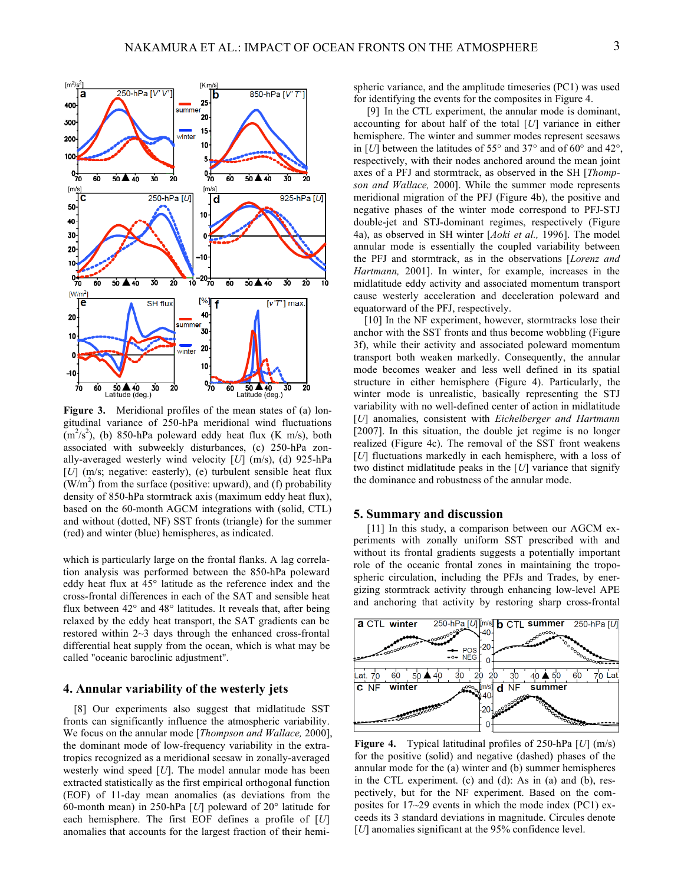**Figure 3.** Meridional profiles of the mean states of (a) longitudinal variance of 250-hPa meridional wind fluctuations ($m^2/s^2$), (b) 850-hPa poleward eddy heat flux (K m/s), both associated with subweekly disturbances, (c) 250-hPa zonally-averaged westerly wind velocity [$U$] (m/s), (d) 925-hPa [$U$] (m/s; negative: easterly), (e) turbulent sensible heat flux ($W/m^2$) from the surface (positive: upward), and (f) probability density of 850-hPa stormtrack axis (maximum eddy heat flux), based on the 60-month AGCM integrations with (solid, CTL) and without (dotted, NF) SST fronts (triangle) for the summer (red) and winter (blue) hemispheres, as indicated.

which is particularly large on the frontal flanks. A lag correlation analysis was performed between the 850-hPa poleward eddy heat flux at 45° latitude as the reference index and the cross-frontal differences in each of the SAT and sensible heat flux between 42° and 48° latitudes. It reveals that, after being relaxed by the eddy heat transport, the SAT gradients can be restored within 2~3 days through the enhanced cross-frontal differential heat supply from the ocean, which is what may be called "oceanic baroclinic adjustment".

## 4. Annular variability of the westerly jets

[8] Our experiments also suggest that midlatitude SST fronts can significantly influence the atmospheric variability. We focus on the annular mode [*Thompson and Wallace,* 2000], the dominant mode of low-frequency variability in the extratropics recognized as a meridional seesaw in zonally-averaged westerly wind speed [$U$]. The model annular mode has been extracted statistically as the first empirical orthogonal function (EOF) of 11-day mean anomalies (as deviations from the 60-month mean) in 250-hPa [$U$] poleward of 20° latitude for each hemisphere. The first EOF defines a profile of [$U$] anomalies that accounts for the largest fraction of their hemispheric variance, and the amplitude timeseries (PC1) was used for identifying the events for the composites in Figure 4.

[9] In the CTL experiment, the annular mode is dominant, accounting for about half of the total [$U$] variance in either hemisphere. The winter and summer modes represent seesaws in [$U$] between the latitudes of 55° and 37° and of 60° and 42°, respectively, with their nodes anchored around the mean joint axes of a PFJ and stormtrack, as observed in the SH [*Thompson and Wallace,* 2000]. While the summer mode represents meridional migration of the PFJ (Figure 4b), the positive and negative phases of the winter mode correspond to PFJ-STJ double-jet and STJ-dominant regimes, respectively (Figure 4a), as observed in SH winter [*Aoki et al.,* 1996]. The model annular mode is essentially the coupled variability between the PFJ and stormtrack, as in the observations [*Lorenz and Hartmann,* 2001]. In winter, for example, increases in the midlatitude eddy activity and associated momentum transport cause westerly acceleration and deceleration poleward and equatorward of the PFJ, respectively.

[10] In the NF experiment, however, stormtracks lose their anchor with the SST fronts and thus become wobbling (Figure 3f), while their activity and associated poleward momentum transport both weaken markedly. Consequently, the annular mode becomes weaker and less well defined in its spatial structure in either hemisphere (Figure 4). Particularly, the winter mode is unrealistic, basically representing the STJ variability with no well-defined center of action in midlatitude [$U$] anomalies, consistent with *Eichelberger and Hartmann* [2007]. In this situation, the double jet regime is no longer realized (Figure 4c). The removal of the SST front weakens [$U$] fluctuations markedly in each hemisphere, with a loss of two distinct midlatitude peaks in the [$U$] variance that signify the dominance and robustness of the annular mode.

## 5. Summary and discussion

[11] In this study, a comparison between our AGCM experiments with zonally uniform SST prescribed with and without its frontal gradients suggests a potentially important role of the oceanic frontal zones in maintaining the tropospheric circulation, including the PFJs and Trades, by energizing stormtrack activity through enhancing low-level APE and anchoring that activity by restoring sharp cross-frontal

**Figure 4.** Typical latitudinal profiles of 250-hPa [$U$] (m/s) for the positive (solid) and negative (dashed) phases of the annular mode for the (a) winter and (b) summer hemispheres in the CTL experiment. (c) and (d): As in (a) and (b), respectively, but for the NF experiment. Based on the composites for 17~29 events in which the mode index (PC1) exceeds its 3 standard deviations in magnitude. Circules denote [$U$] anomalies significant at the 95% confidence level.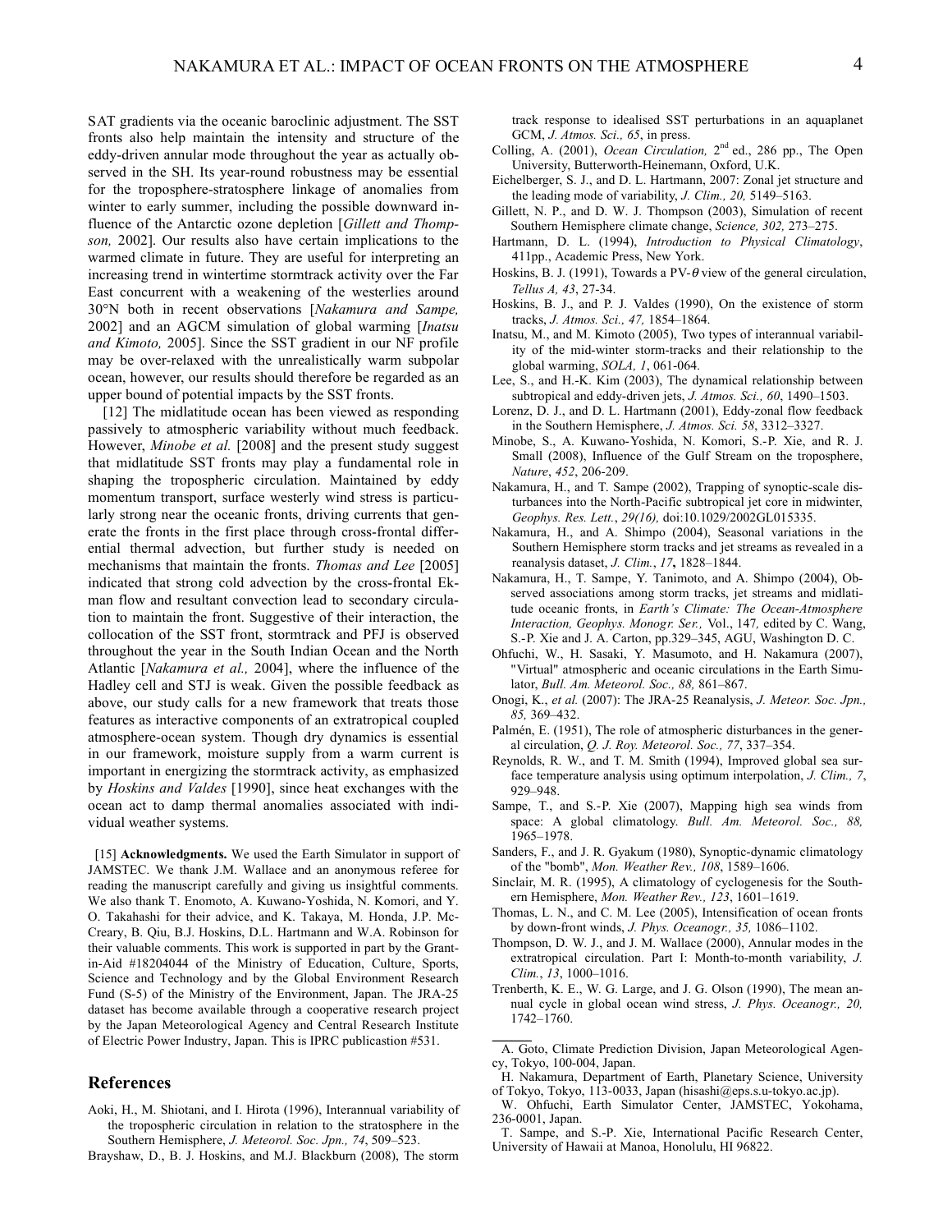SAT gradients via the oceanic baroclinic adjustment. The SST fronts also help maintain the intensity and structure of the eddy-driven annular mode throughout the year as actually observed in the SH. Its year-round robustness may be essential for the troposphere-stratosphere linkage of anomalies from winter to early summer, including the possible downward influence of the Antarctic ozone depletion [*Gillett and Thompson,* 2002]. Our results also have certain implications to the warmed climate in future. They are useful for interpreting an increasing trend in wintertime stormtrack activity over the Far East concurrent with a weakening of the westerlies around 30°N both in recent observations [*Nakamura and Sampe,* 2002] and an AGCM simulation of global warming [*Inatsu and Kimoto,* 2005]. Since the SST gradient in our NF profile may be over-relaxed with the unrealistically warm subpolar ocean, however, our results should therefore be regarded as an upper bound of potential impacts by the SST fronts.

[12] The midlatitude ocean has been viewed as responding passively to atmospheric variability without much feedback. However, *Minobe et al.* [2008] and the present study suggest that midlatitude SST fronts may play a fundamental role in shaping the tropospheric circulation. Maintained by eddy momentum transport, surface westerly wind stress is particularly strong near the oceanic fronts, driving currents that generate the fronts in the first place through cross-frontal differential thermal advection, but further study is needed on mechanisms that maintain the fronts. *Thomas and Lee* [2005] indicated that strong cold advection by the cross-frontal Ekman flow and resultant convection lead to secondary circulation to maintain the front. Suggestive of their interaction, the collocation of the SST front, stormtrack and PFJ is observed throughout the year in the South Indian Ocean and the North Atlantic [*Nakamura et al.,* 2004], where the influence of the Hadley cell and STJ is weak. Given the possible feedback as above, our study calls for a new framework that treats those features as interactive components of an extratropical coupled atmosphere-ocean system. Though dry dynamics is essential in our framework, moisture supply from a warm current is important in energizing the stormtrack activity, as emphasized by *Hoskins and Valdes* [1990], since heat exchanges with the ocean act to damp thermal anomalies associated with individual weather systems.

[15] **Acknowledgments.** We used the Earth Simulator in support of JAMSTEC. We thank J.M. Wallace and an anonymous referee for reading the manuscript carefully and giving us insightful comments. We also thank T. Enomoto, A. Kuwano-Yoshida, N. Komori, and Y. O. Takahashi for their advice, and K. Takaya, M. Honda, J.P. McCreary, B. Qiu, B.J. Hoskins, D.L. Hartmann and W.A. Robinson for their valuable comments. This work is supported in part by the Grant-in-Aid #18204044 of the Ministry of Education, Culture, Sports, Science and Technology and by the Global Environment Research Fund (S-5) of the Ministry of the Environment, Japan. The JRA-25 dataset has become available through a cooperative research project by the Japan Meteorological Agency and Central Research Institute of Electric Power Industry, Japan. This is IPRC publicastion #531.

## References

Aoki, H., M. Shiotani, and I. Hirota (1996), Interannual variability of the tropospheric circulation in relation to the stratosphere in the Southern Hemisphere, *J. Meteorol. Soc. Jpn., 74*, 509–523.

Brayshaw, D., B. J. Hoskins, and M.J. Blackburn (2008), The storm track response to idealised SST perturbations in an aquaplanet GCM, *J. Atmos. Sci., 65*, in press.

Colling, A. (2001), *Ocean Circulation,* 2[nd] ed., 286 pp., The Open University, Butterworth-Heinemann, Oxford, U.K.

Eichelberger, S. J., and D. L. Hartmann, 2007: Zonal jet structure and the leading mode of variability, *J. Clim., 20,* 5149–5163.

Gillett, N. P., and D. W. J. Thompson (2003), Simulation of recent Southern Hemisphere climate change, *Science, 302,* 273–275.

Hartmann, D. L. (1994), *Introduction to Physical Climatology*, 411pp., Academic Press, New York.

Hoskins, B. J. (1991), Towards a PV-$\theta$ view of the general circulation, *Tellus A, 43*, 27-34.

Hoskins, B. J., and P. J. Valdes (1990), On the existence of storm tracks, *J. Atmos. Sci., 47,* 1854–1864.

Inatsu, M., and M. Kimoto (2005), Two types of interannual variability of the mid-winter storm-tracks and their relationship to the global warming, *SOLA, 1*, 061-064.

Lee, S., and H.-K. Kim (2003), The dynamical relationship between subtropical and eddy-driven jets, *J. Atmos. Sci., 60*, 1490–1503.

Lorenz, D. J., and D. L. Hartmann (2001), Eddy-zonal flow feedback in the Southern Hemisphere, *J. Atmos. Sci. 58*, 3312–3327.

Minobe, S., A. Kuwano-Yoshida, N. Komori, S.-P. Xie, and R. J. Small (2008), Influence of the Gulf Stream on the troposphere, *Nature*, *452*, 206-209.

Nakamura, H., and T. Sampe (2002), Trapping of synoptic-scale disturbances into the North-Pacific subtropical jet core in midwinter, *Geophys. Res. Lett.*, *29(16),* doi:10.1029/2002GL015335.

Nakamura, H., and A. Shimpo (2004), Seasonal variations in the Southern Hemisphere storm tracks and jet streams as revealed in a reanalysis dataset, *J. Clim.*, *17***,** 1828–1844.

Nakamura, H., T. Sampe, Y. Tanimoto, and A. Shimpo (2004), Observed associations among storm tracks, jet streams and midlatitude oceanic fronts, in *Earth's Climate: The Ocean-Atmosphere Interaction, Geophys. Monogr. Ser.,* Vol., 147*,* edited by C. Wang, S.-P. Xie and J. A. Carton, pp.329–345, AGU, Washington D. C.

Ohfuchi, W., H. Sasaki, Y. Masumoto, and H. Nakamura (2007), "Virtual" atmospheric and oceanic circulations in the Earth Simulator, *Bull. Am. Meteorol. Soc., 88,* 861–867.

Onogi, K., *et al.* (2007): The JRA-25 Reanalysis, *J. Meteor. Soc. Jpn., 85,* 369–432.

Palmén, E. (1951), The role of atmospheric disturbances in the general circulation, *Q. J. Roy. Meteorol. Soc., 77*, 337–354.

Reynolds, R. W., and T. M. Smith (1994), Improved global sea surface temperature analysis using optimum interpolation, *J. Clim., 7*, 929–948.

Sampe, T., and S.-P. Xie (2007), Mapping high sea winds from space: A global climatology. *Bull. Am. Meteorol. Soc., 88,* 1965–1978.

Sanders, F., and J. R. Gyakum (1980), Synoptic-dynamic climatology of the "bomb", *Mon. Weather Rev., 108*, 1589–1606.

Sinclair, M. R. (1995), A climatology of cyclogenesis for the Southern Hemisphere, *Mon. Weather Rev., 123*, 1601–1619.

Thomas, L. N., and C. M. Lee (2005), Intensification of ocean fronts by down-front winds, *J. Phys. Oceanogr., 35,* 1086–1102.

Thompson, D. W. J., and J. M. Wallace (2000), Annular modes in the extratropical circulation. Part I: Month-to-month variability, *J. Clim.*, *13*, 1000–1016.

Trenberth, K. E., W. G. Large, and J. G. Olson (1990), The mean annual cycle in global ocean wind stress, *J. Phys. Oceanogr., 20,* 1742–1760.

---

A. Goto, Climate Prediction Division, Japan Meteorological Agency, Tokyo, 100-004, Japan.

H. Nakamura, Department of Earth, Planetary Science, University of Tokyo, Tokyo, 113-0033, Japan (hisashi@eps.s.u-tokyo.ac.jp).

W. Ohfuchi, Earth Simulator Center, JAMSTEC, Yokohama, 236-0001, Japan.

T. Sampe, and S.-P. Xie, International Pacific Research Center, University of Hawaii at Manoa, Honolulu, HI 96822.